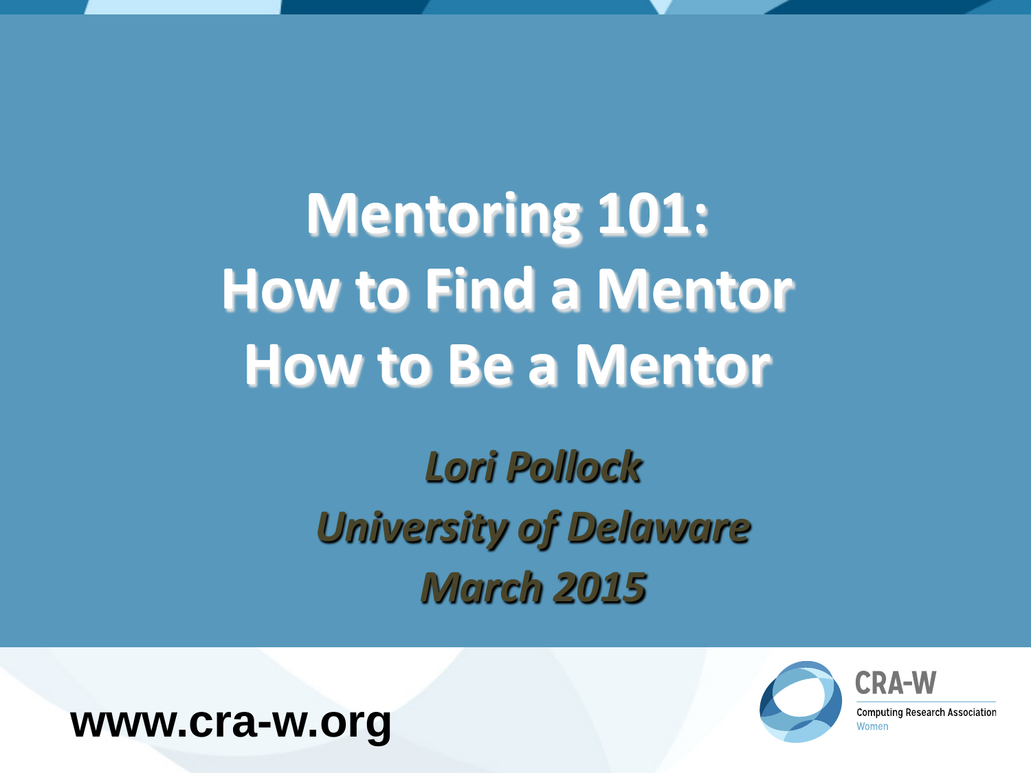# Mentoring 101: How to Find a Mentor How to Be a Mentor

*Lori Pollock*

*University of Delaware*

*March 2015*

**www.cra-w.org**

CRA-W

Computing Research Association

Women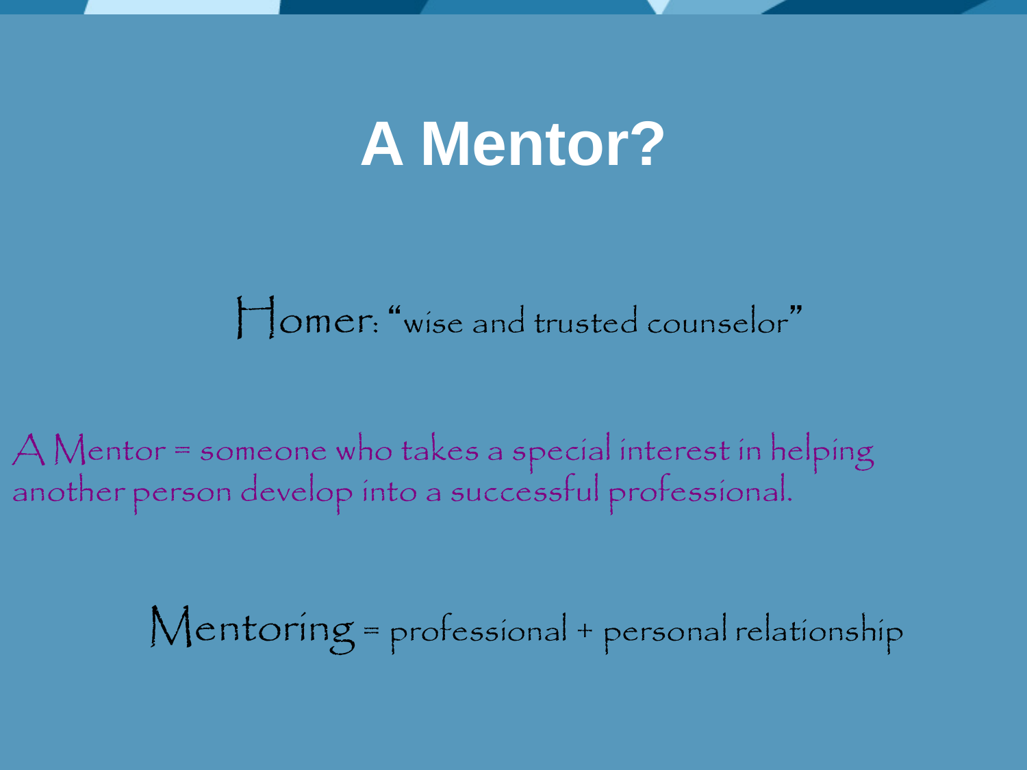# A Mentor?

Homer: "wise and trusted counselor"

A Mentor = someone who takes a special interest in helping another person develop into a successful professional.

Mentoring = professional + personal relationship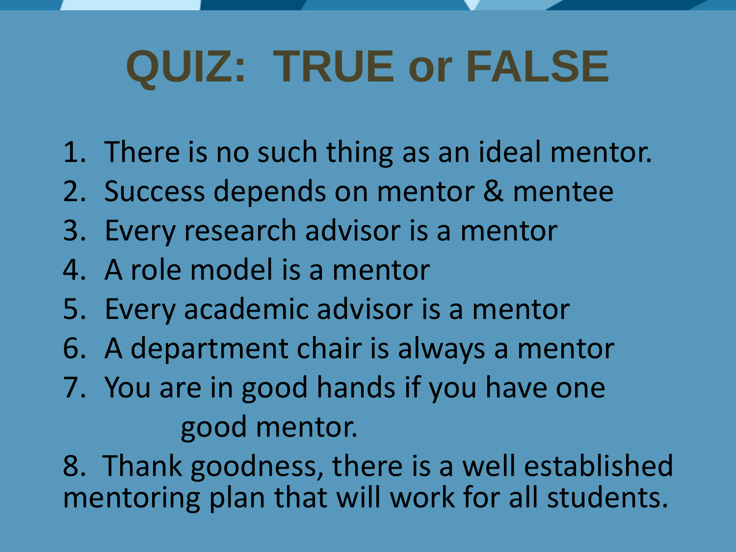# QUIZ: TRUE or FALSE

1. There is no such thing as an ideal mentor.
2. Success depends on mentor & mentee
3. Every research advisor is a mentor
4. A role model is a mentor
5. Every academic advisor is a mentor
6. A department chair is always a mentor
7. You are in good hands if you have one good mentor.
8. Thank goodness, there is a well established mentoring plan that will work for all students.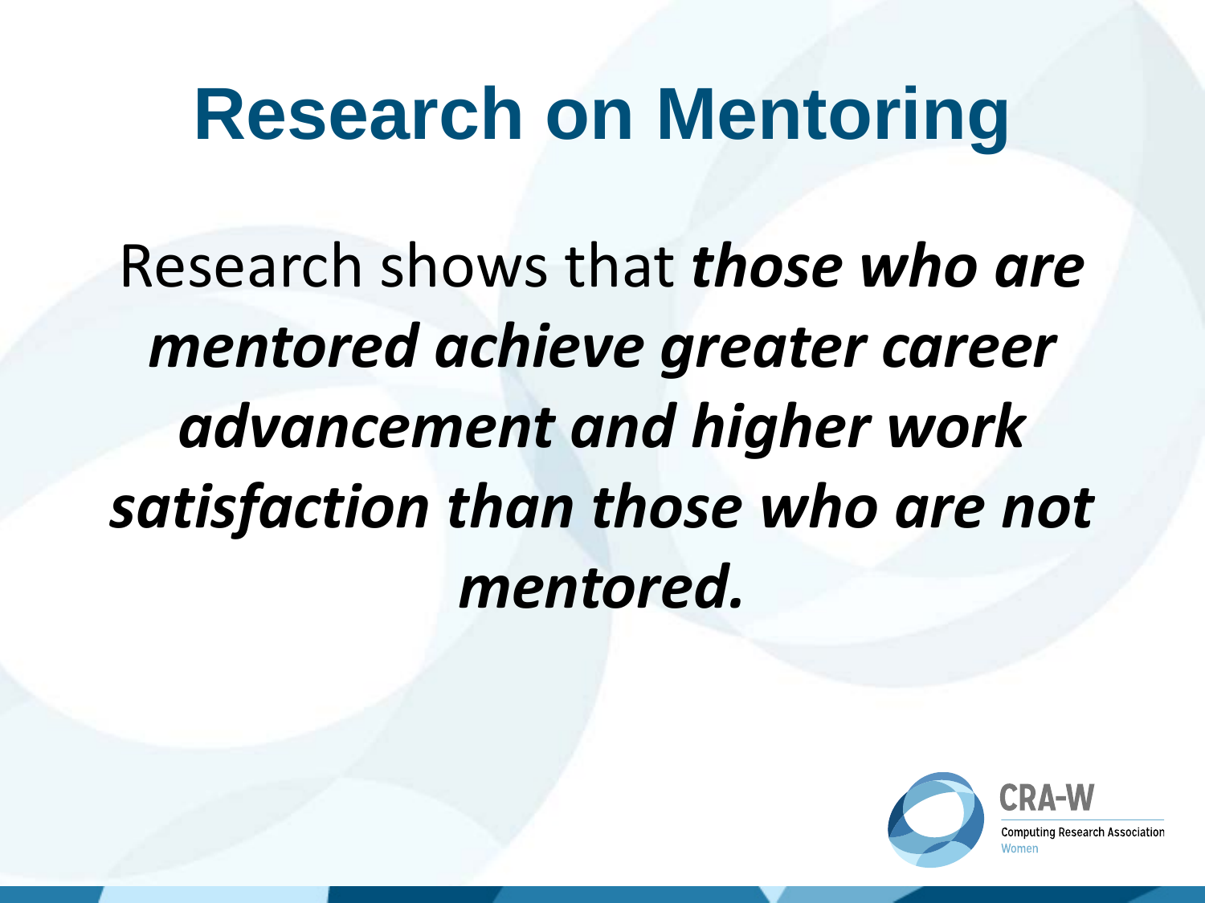# Research on Mentoring

Research shows that ***those who are mentored achieve greater career advancement and higher work satisfaction than those who are not mentored.***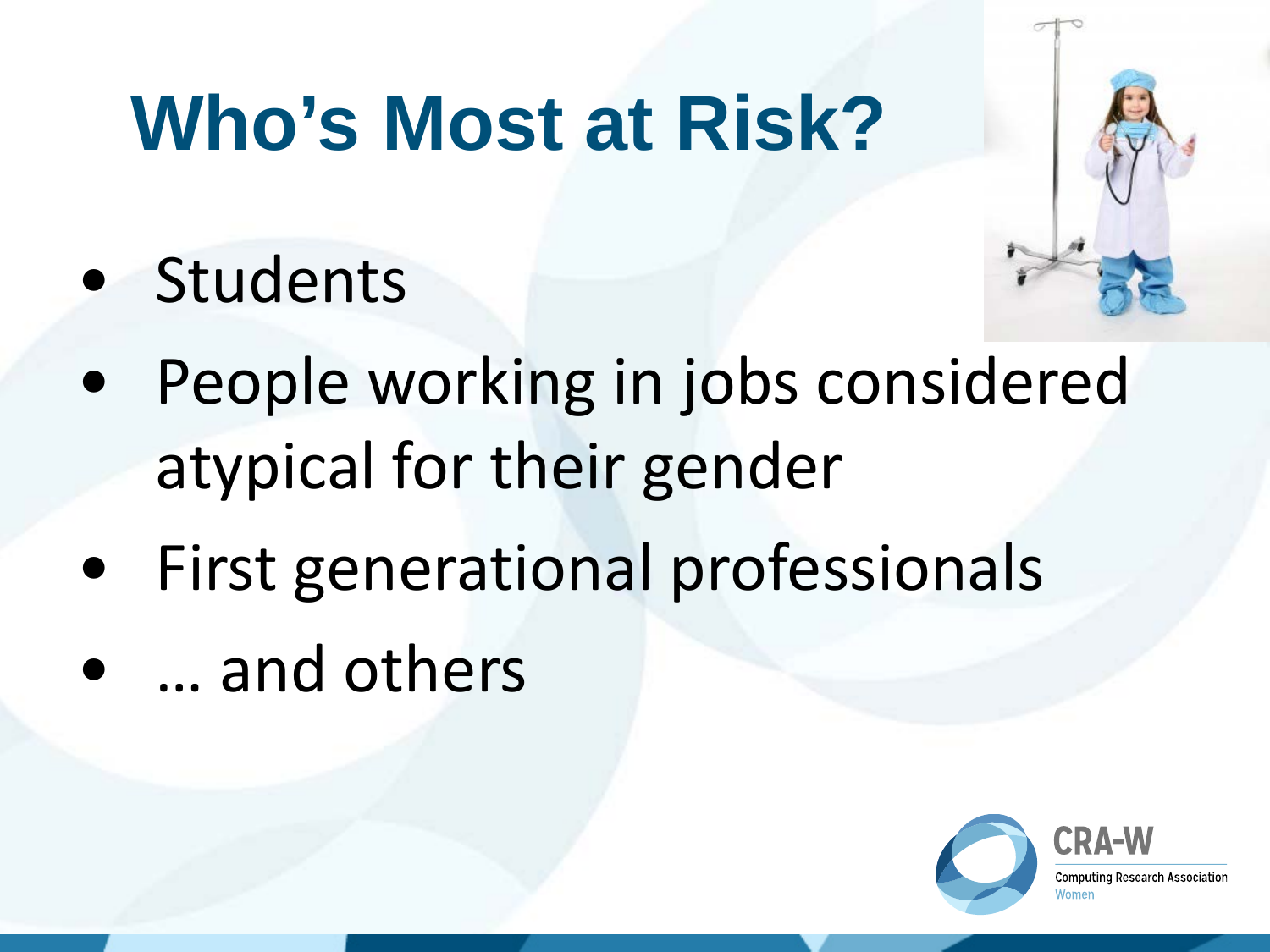# Who's Most at Risk?

- Students
- People working in jobs considered atypical for their gender
- First generational professionals
- … and others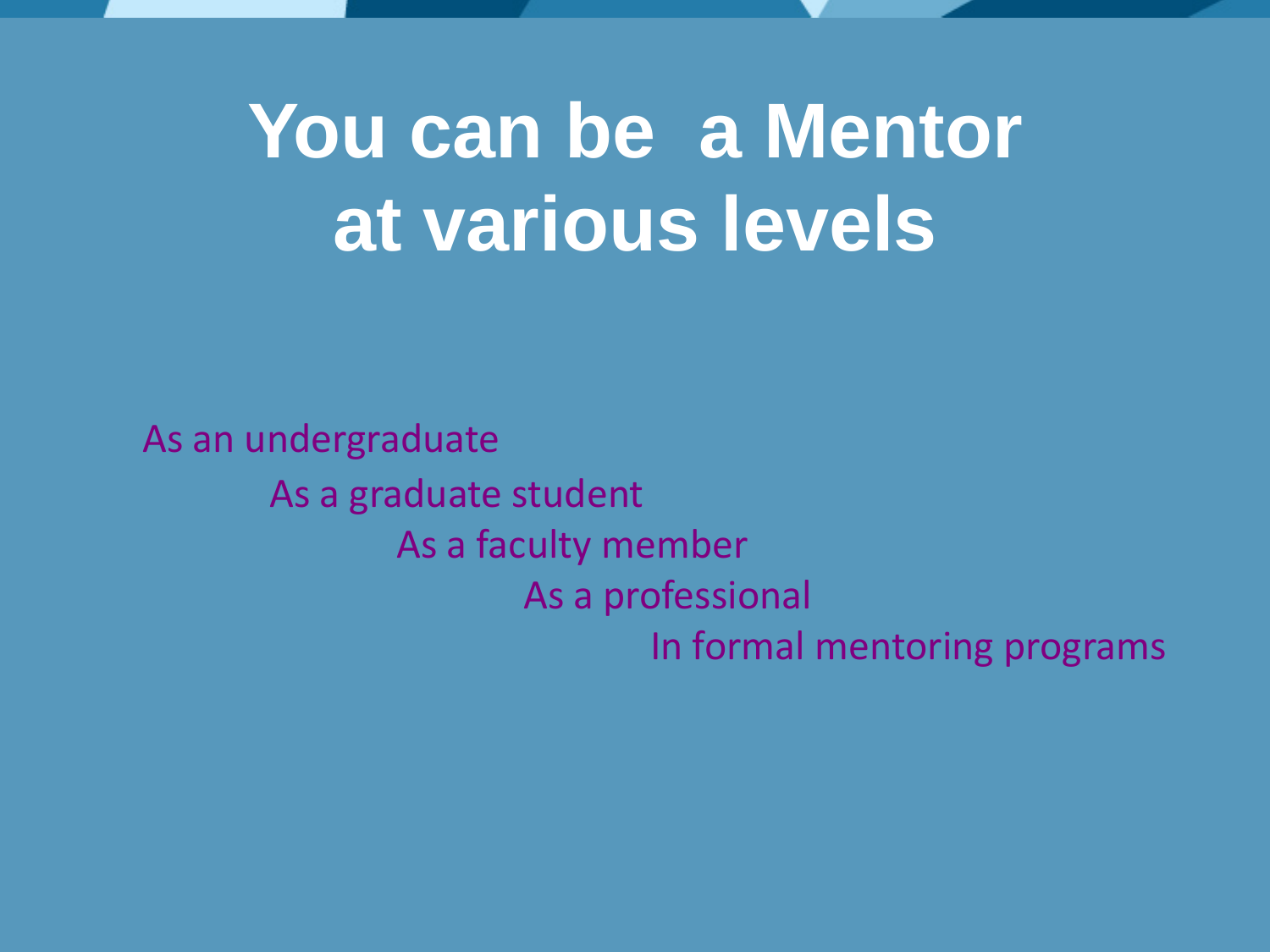# You can be a Mentor at various levels

- As an undergraduate
- As a graduate student
- As a faculty member
- As a professional
- In formal mentoring programs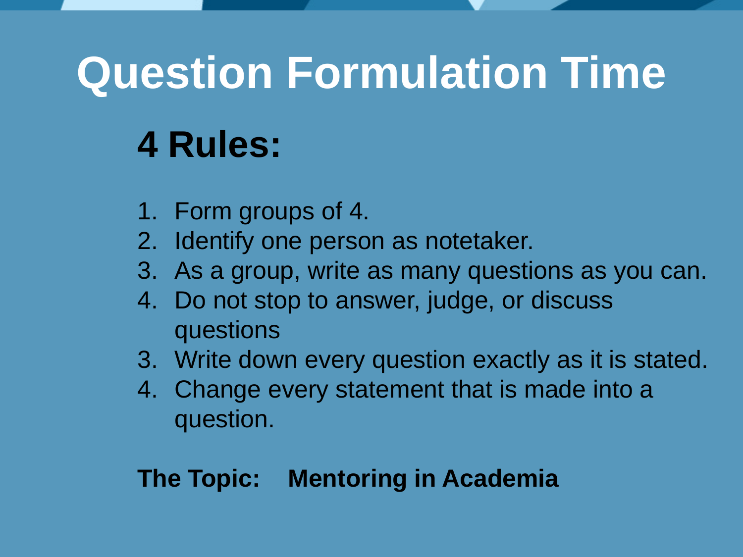# Question Formulation Time

## 4 Rules:

1. Form groups of 4.
2. Identify one person as notetaker.
3. As a group, write as many questions as you can.
4. Do not stop to answer, judge, or discuss questions
3. Write down every question exactly as it is stated.
4. Change every statement that is made into a question.

**The Topic: Mentoring in Academia**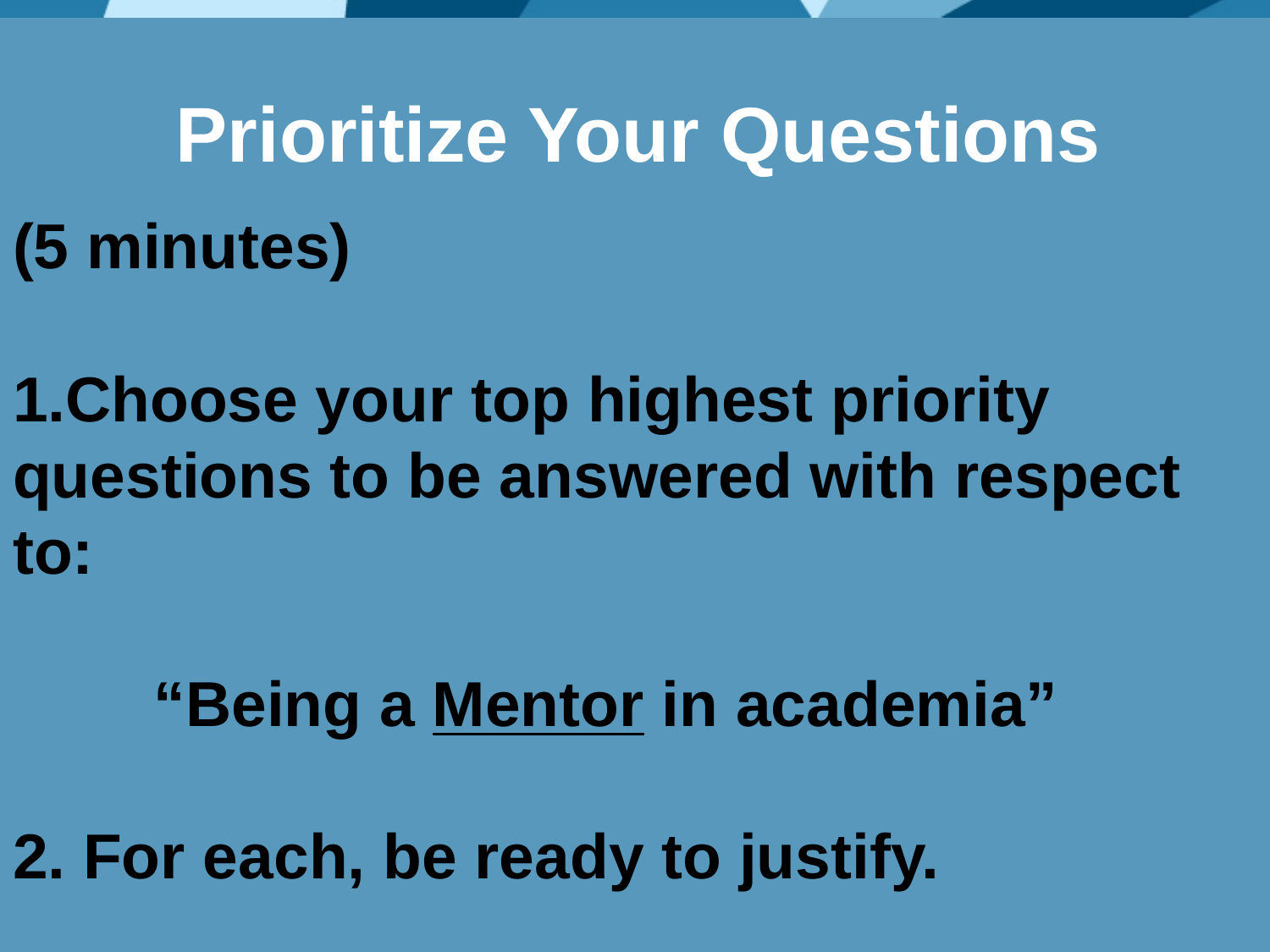# Prioritize Your Questions

**(5 minutes)**

**1. Choose your top highest priority questions to be answered with respect to:**

**"Being a <u>Mentor</u> in academia"**

**2. For each, be ready to justify.**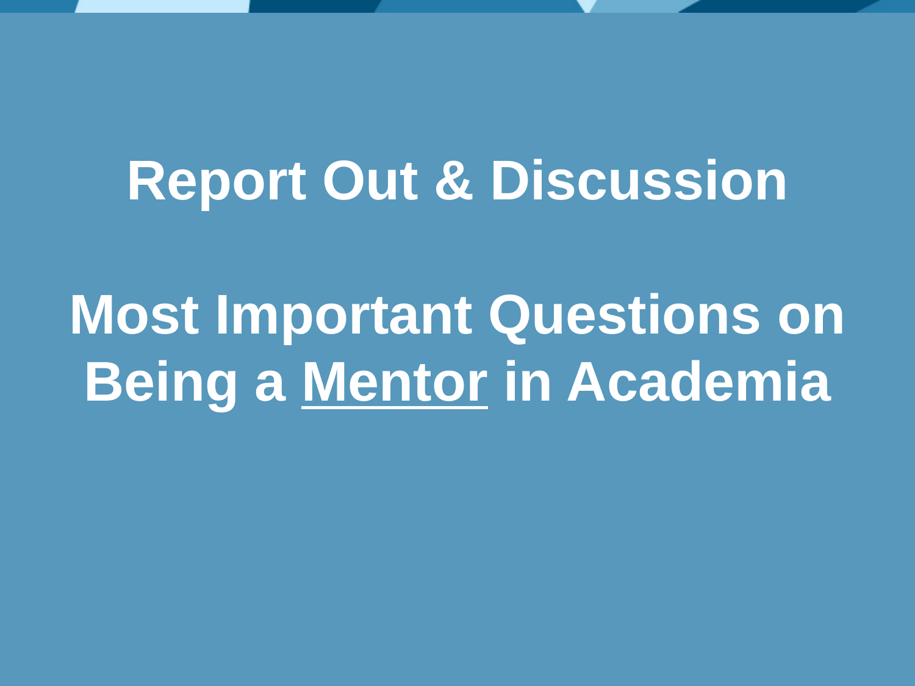# Report Out & Discussion

# Most Important Questions on Being a <u>Mentor</u> in Academia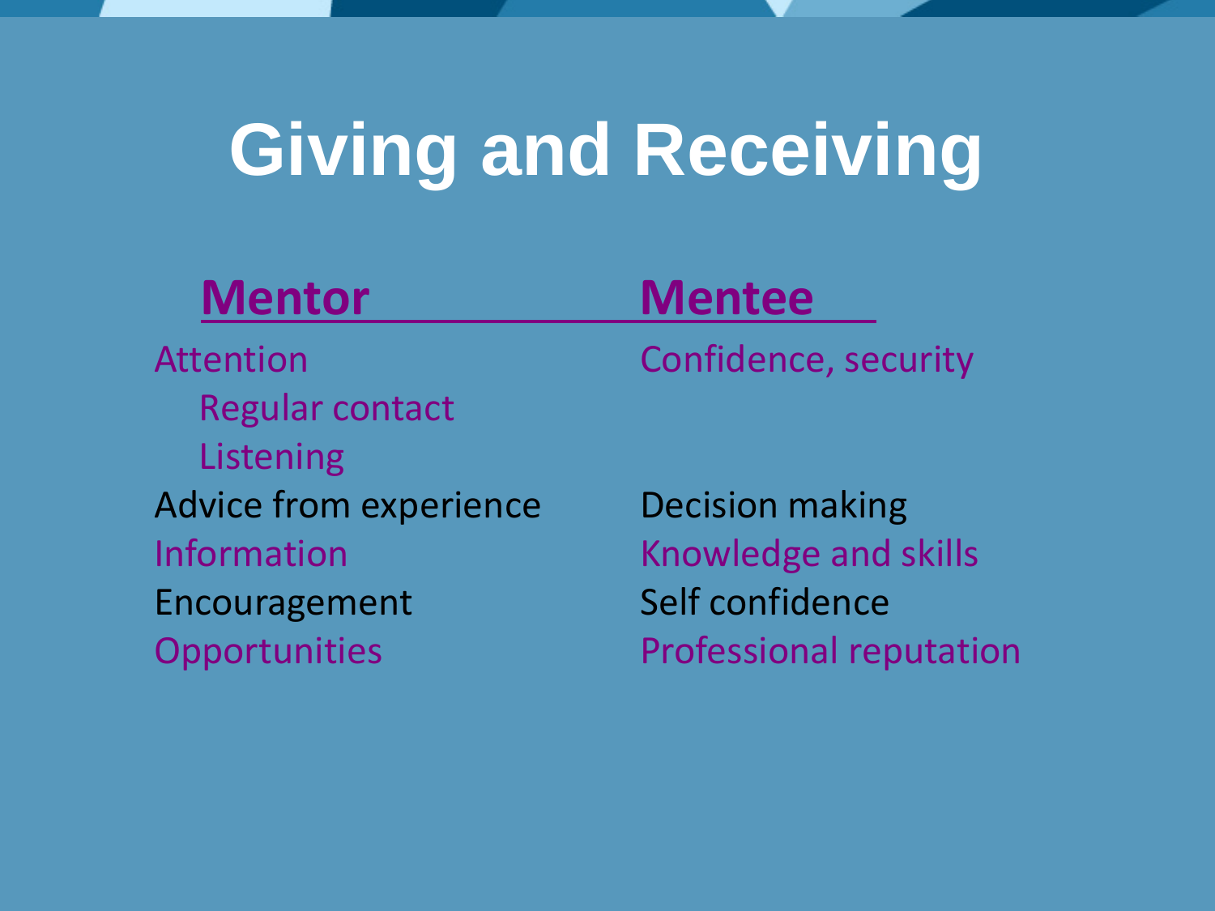# Giving and Receiving

| Mentor | Mentee |
| --- | --- |
| Attention | Confidence, security |
| Regular contact | |
| Listening | |
| Advice from experience | Decision making |
| Information | Knowledge and skills |
| Encouragement | Self confidence |
| Opportunities | Professional reputation |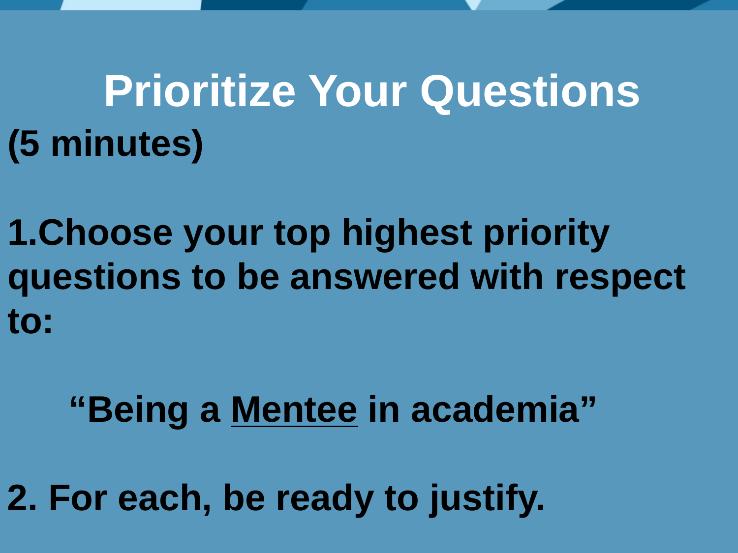# Prioritize Your Questions

**(5 minutes)**

**1.Choose your top highest priority questions to be answered with respect to:**

**“Being a <u>Mentee</u> in academia”**

**2. For each, be ready to justify.**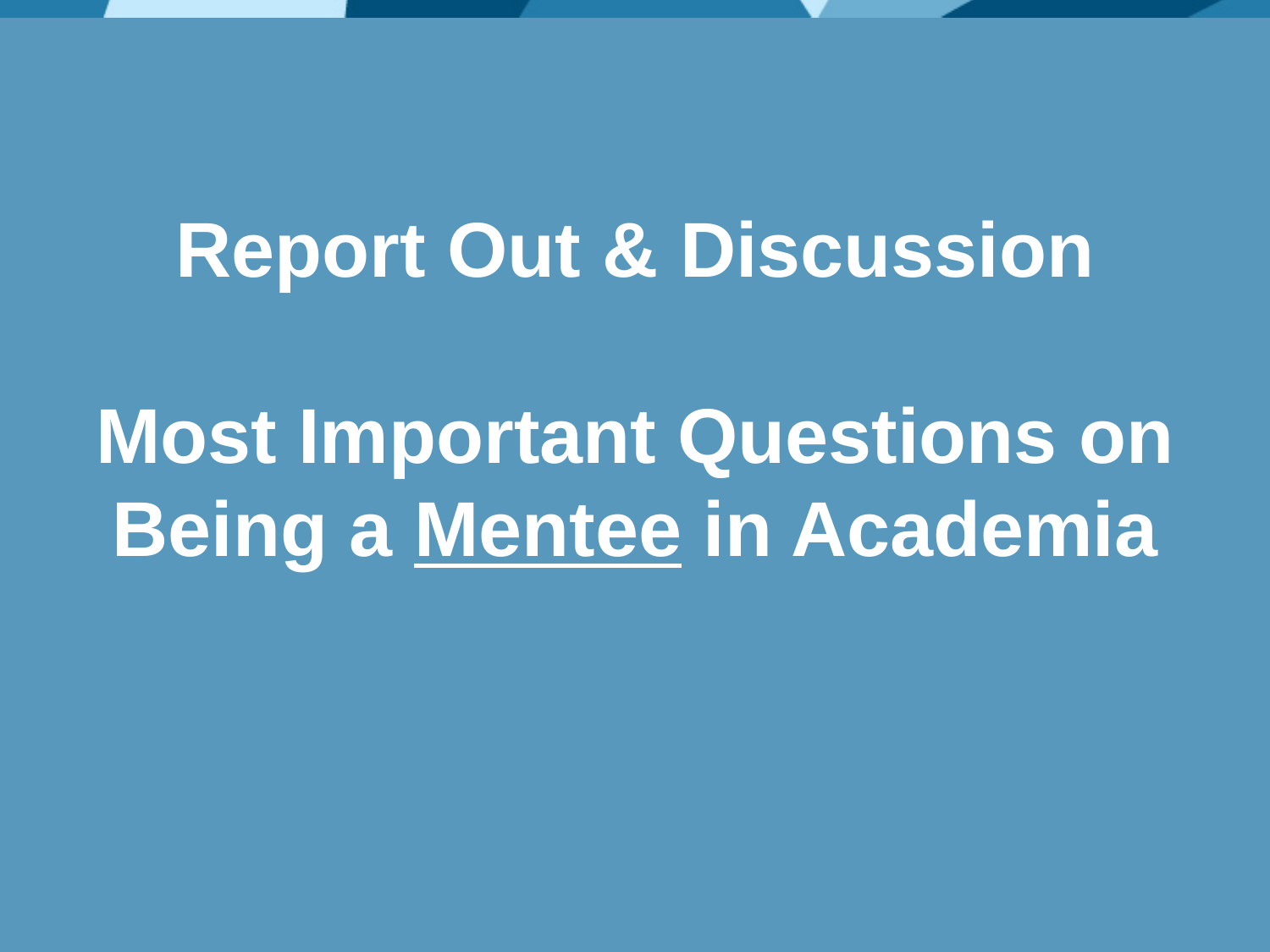# Report Out & Discussion

# Most Important Questions on Being a <u>Mentee</u> in Academia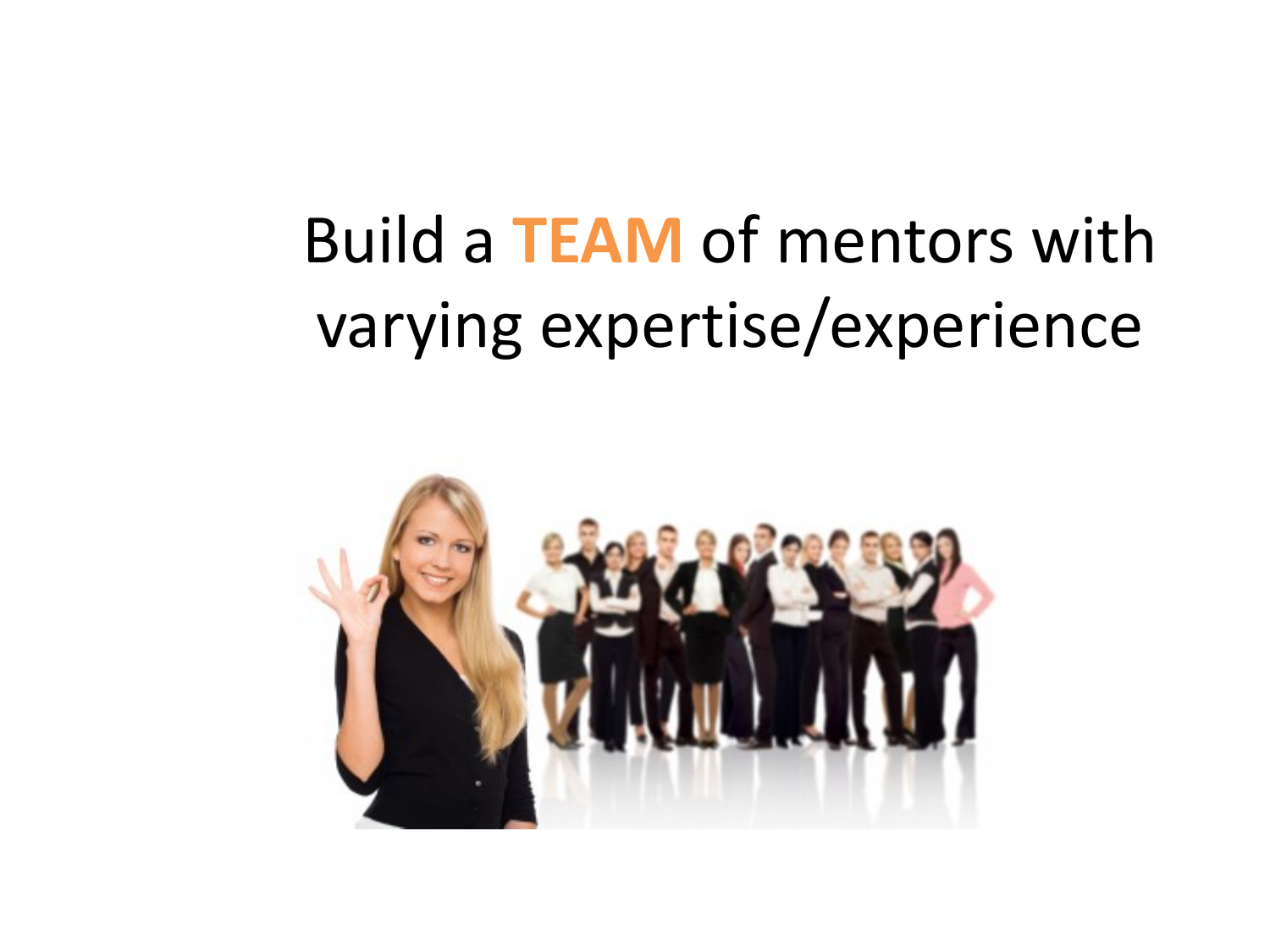Build a **TEAM** of mentors with varying expertise/experience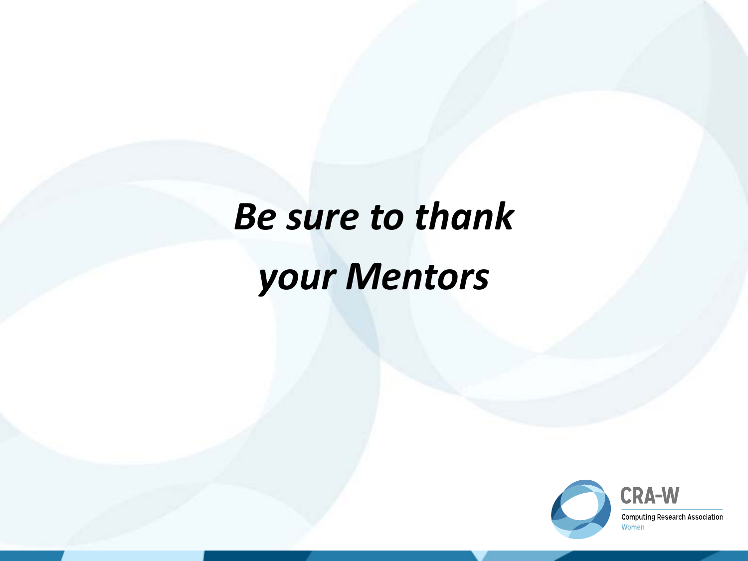***Be sure to thank your Mentors***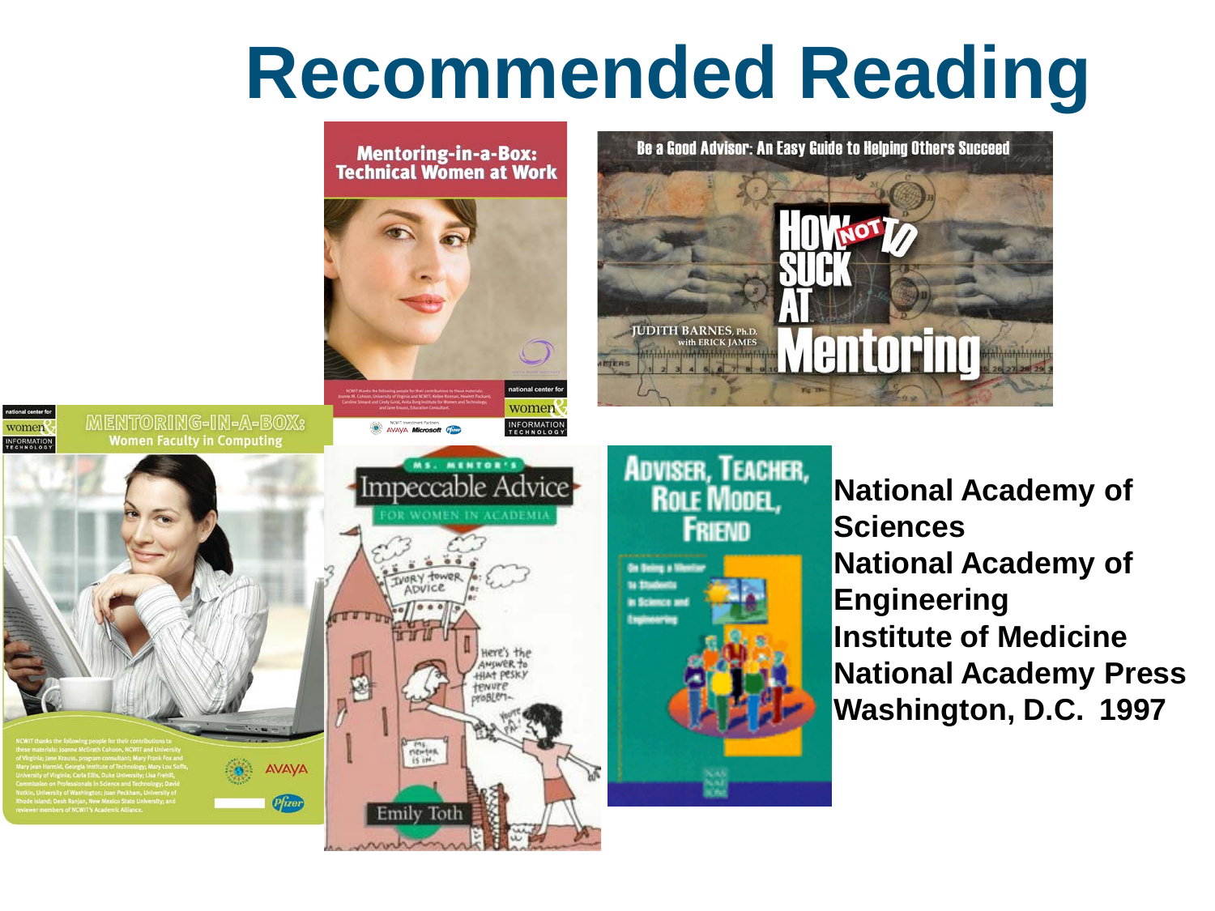# Recommended Reading

**National Academy of Sciences**
**National Academy of Engineering**
**Institute of Medicine**
**National Academy Press**
**Washington, D.C. 1997**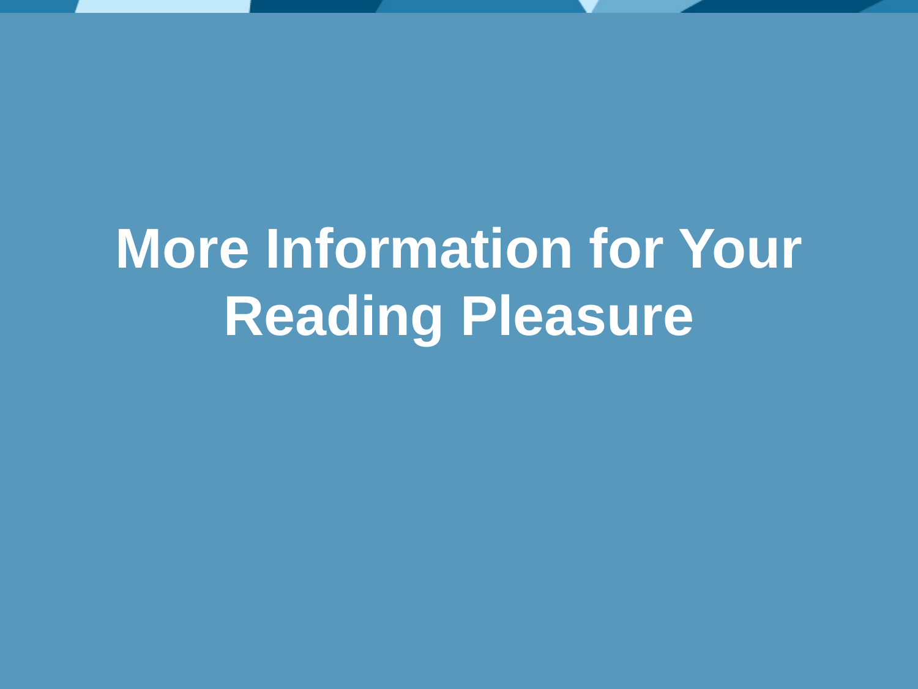# More Information for Your Reading Pleasure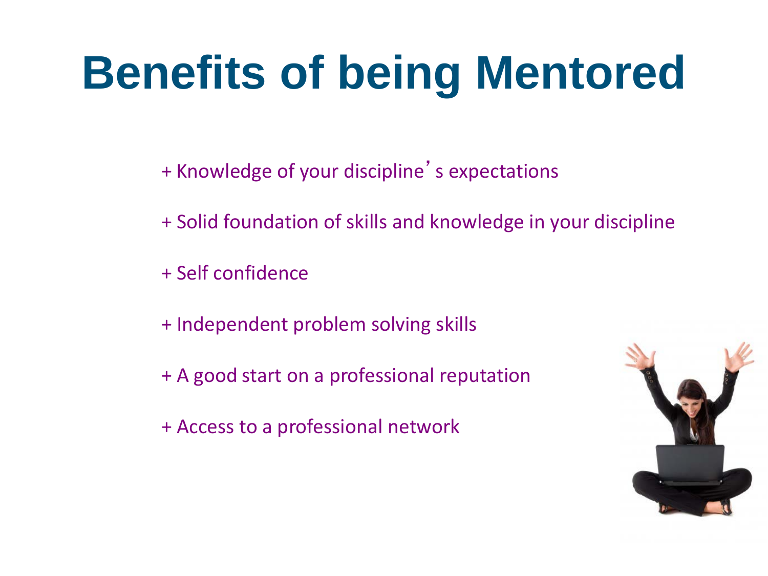# Benefits of being Mentored

+ Knowledge of your discipline's expectations

+ Solid foundation of skills and knowledge in your discipline

+ Self confidence

+ Independent problem solving skills

+ A good start on a professional reputation

+ Access to a professional network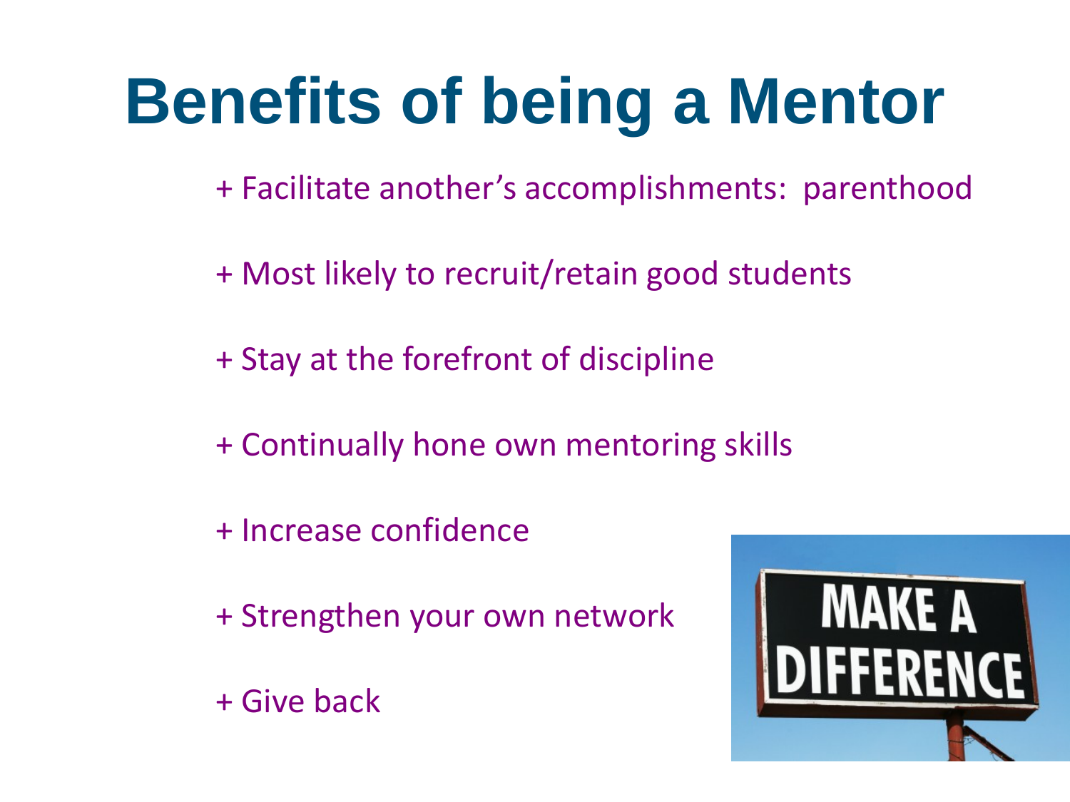# Benefits of being a Mentor

+ Facilitate another's accomplishments: parenthood

+ Most likely to recruit/retain good students

+ Stay at the forefront of discipline

+ Continually hone own mentoring skills

+ Increase confidence

+ Strengthen your own network

+ Give back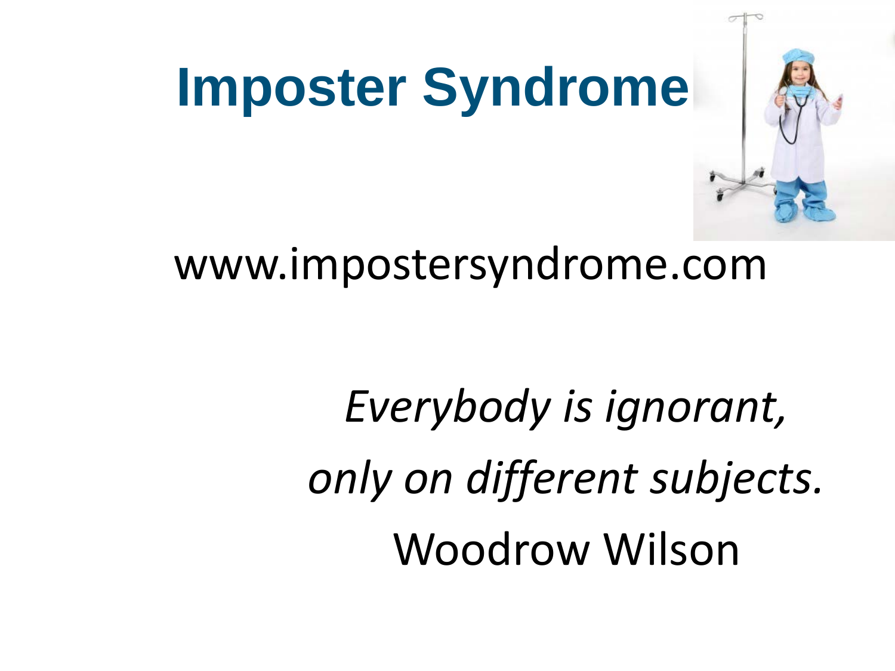# Imposter Syndrome

www.impostersyndrome.com

*Everybody is ignorant,*
*only on different subjects.*
Woodrow Wilson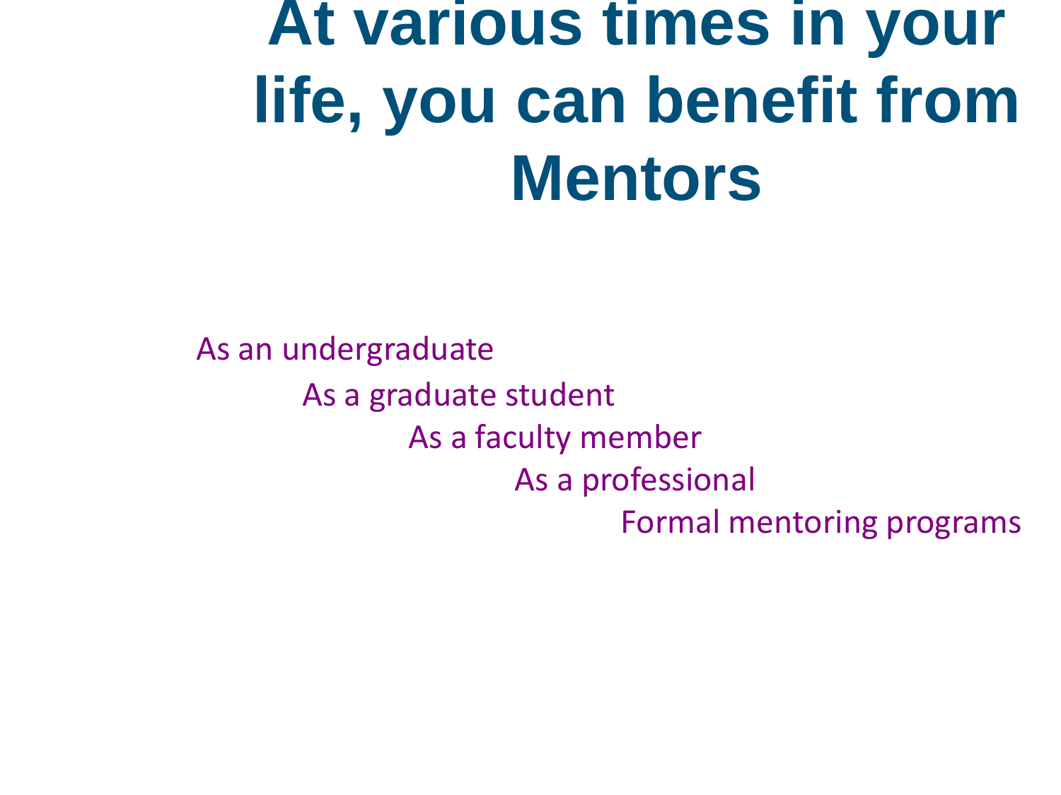# At various times in your life, you can benefit from Mentors

- As an undergraduate
- As a graduate student
- As a faculty member
- As a professional
- Formal mentoring programs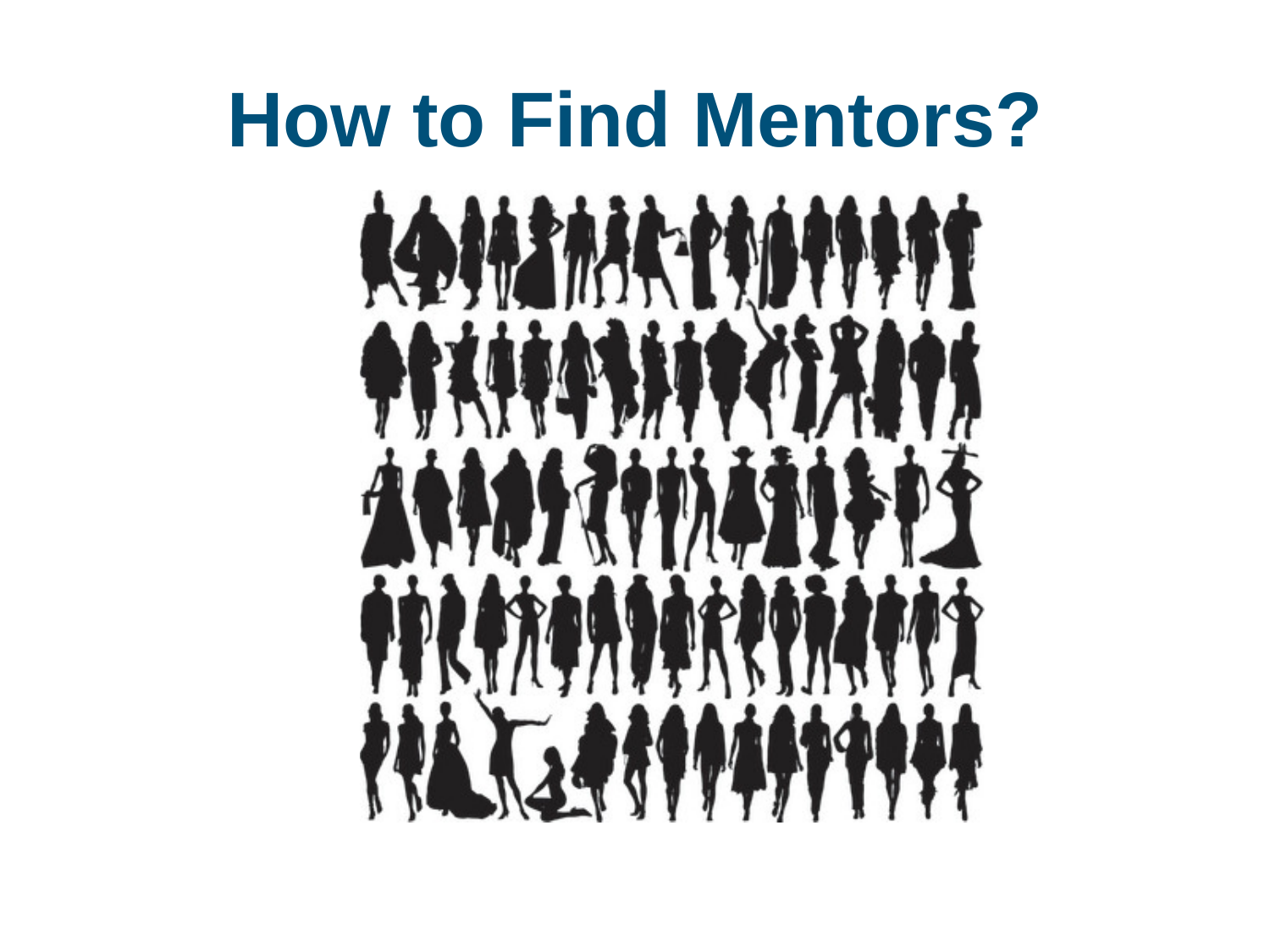# How to Find Mentors?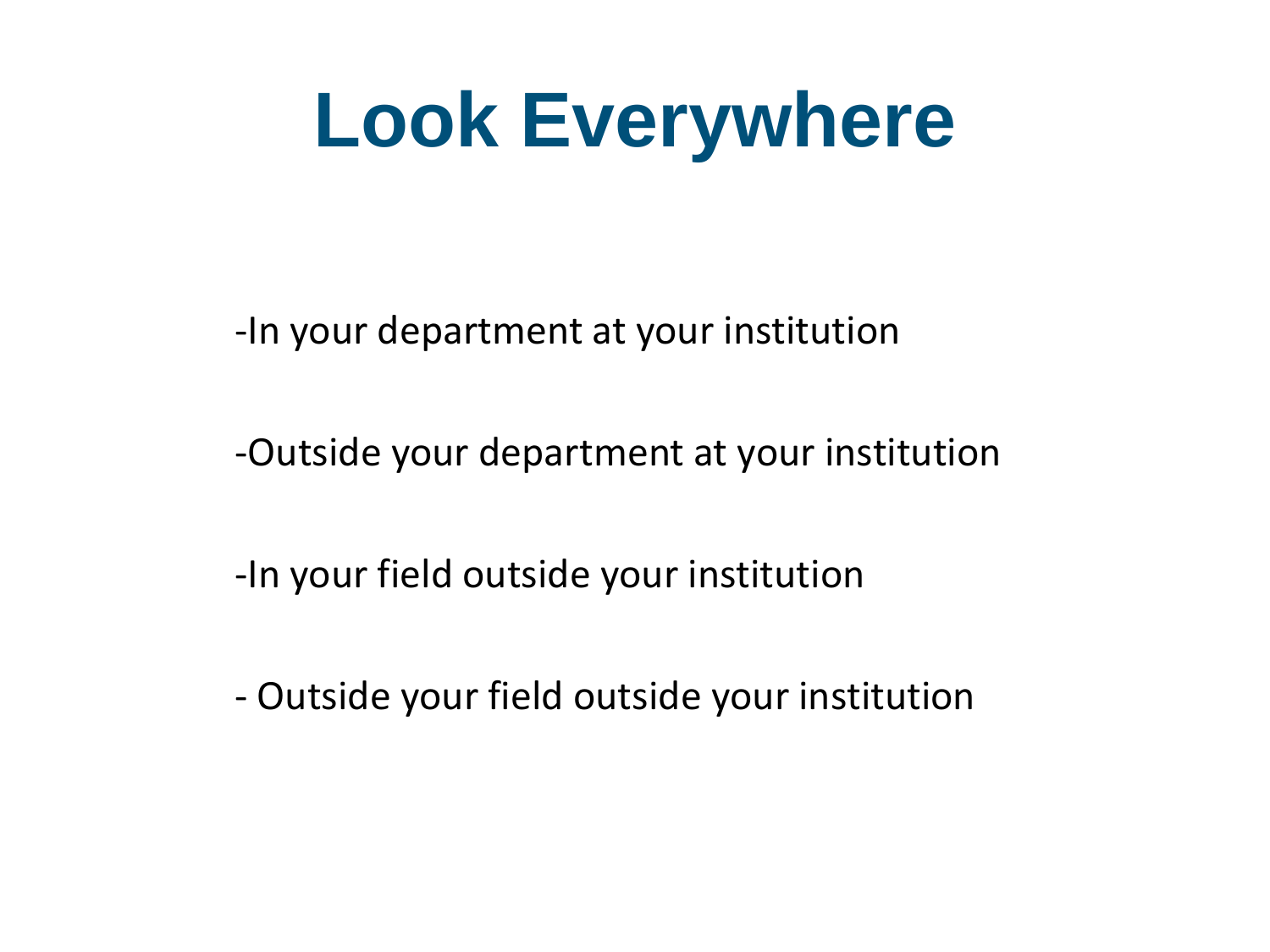# Look Everywhere

-In your department at your institution

-Outside your department at your institution

-In your field outside your institution

- Outside your field outside your institution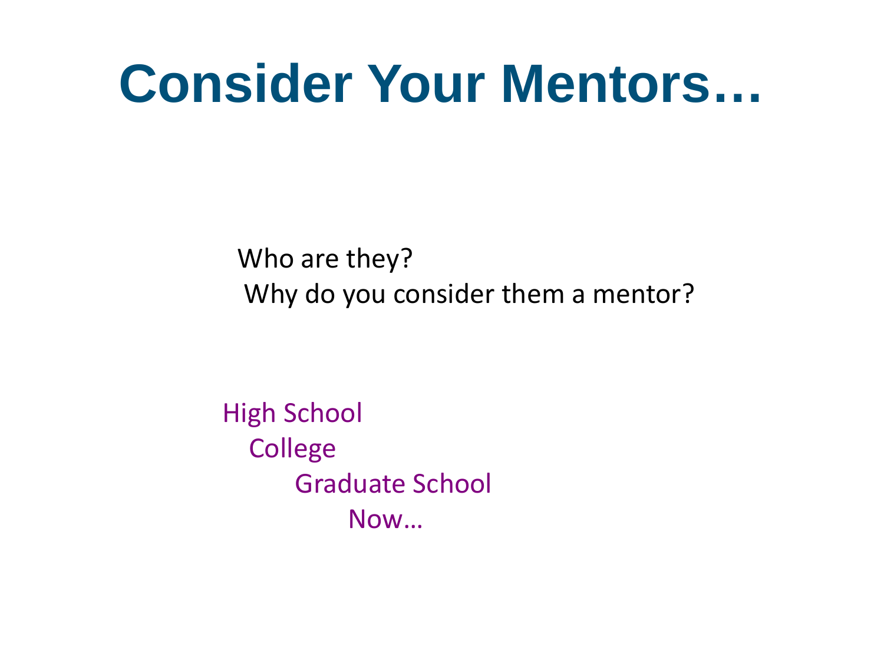# Consider Your Mentors…

Who are they?

Why do you consider them a mentor?

High School

College

Graduate School

Now…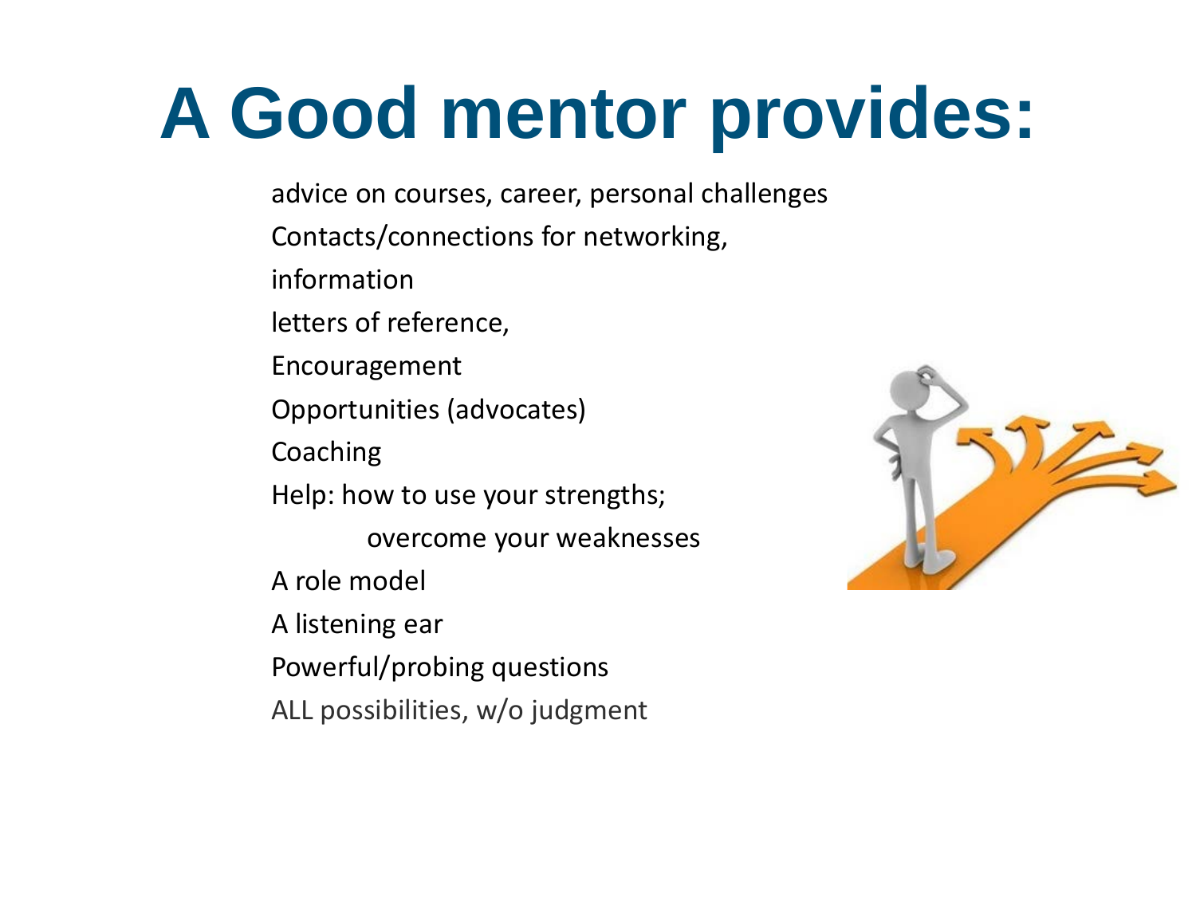# A Good mentor provides:

- advice on courses, career, personal challenges
- Contacts/connections for networking,
- information
- letters of reference,
- Encouragement
- Opportunities (advocates)
- Coaching
- Help: how to use your strengths;
  - overcome your weaknesses
- A role model
- A listening ear
- Powerful/probing questions
- ALL possibilities, w/o judgment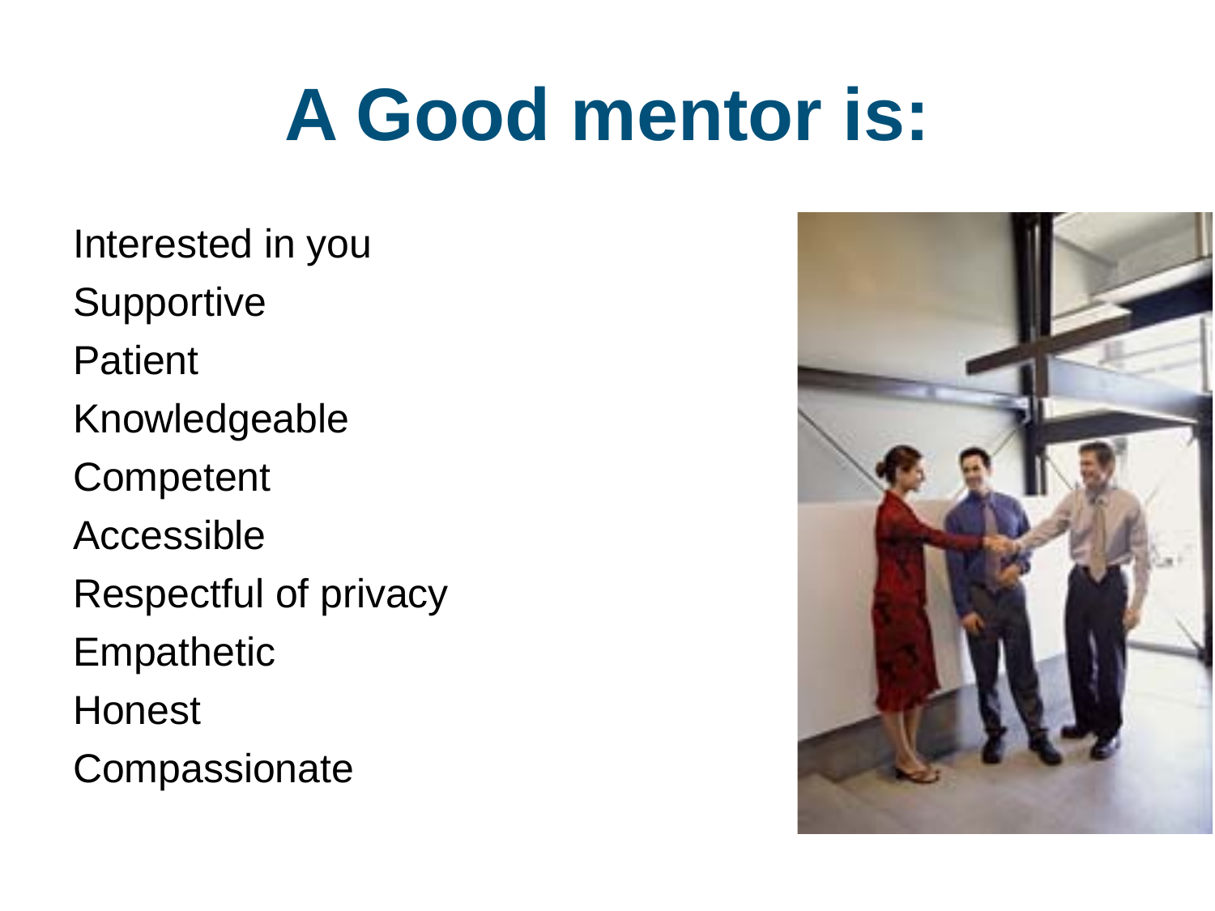# A Good mentor is:

- Interested in you
- Supportive
- Patient
- Knowledgeable
- Competent
- Accessible
- Respectful of privacy
- Empathetic
- Honest
- Compassionate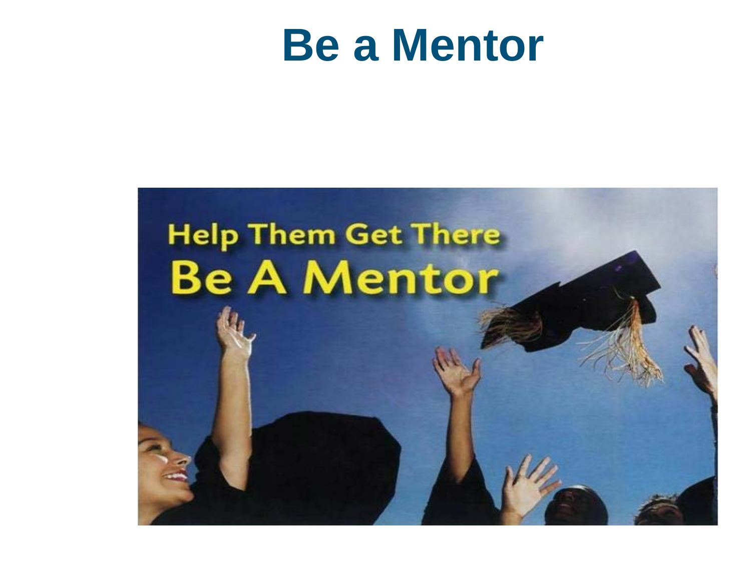# Be a Mentor

Help Them Get There

Be A Mentor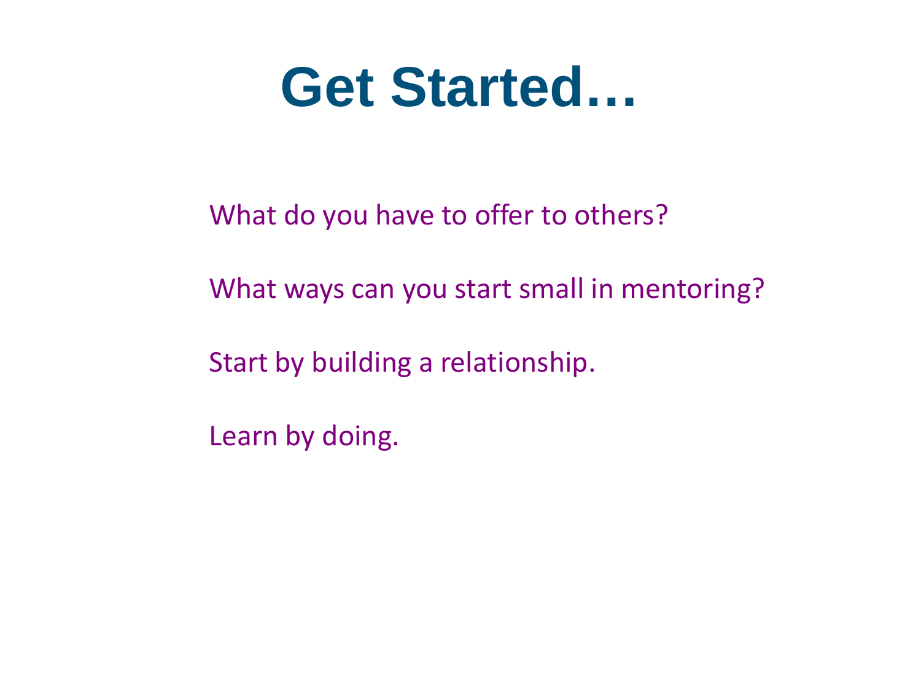# Get Started…

What do you have to offer to others?

What ways can you start small in mentoring?

Start by building a relationship.

Learn by doing.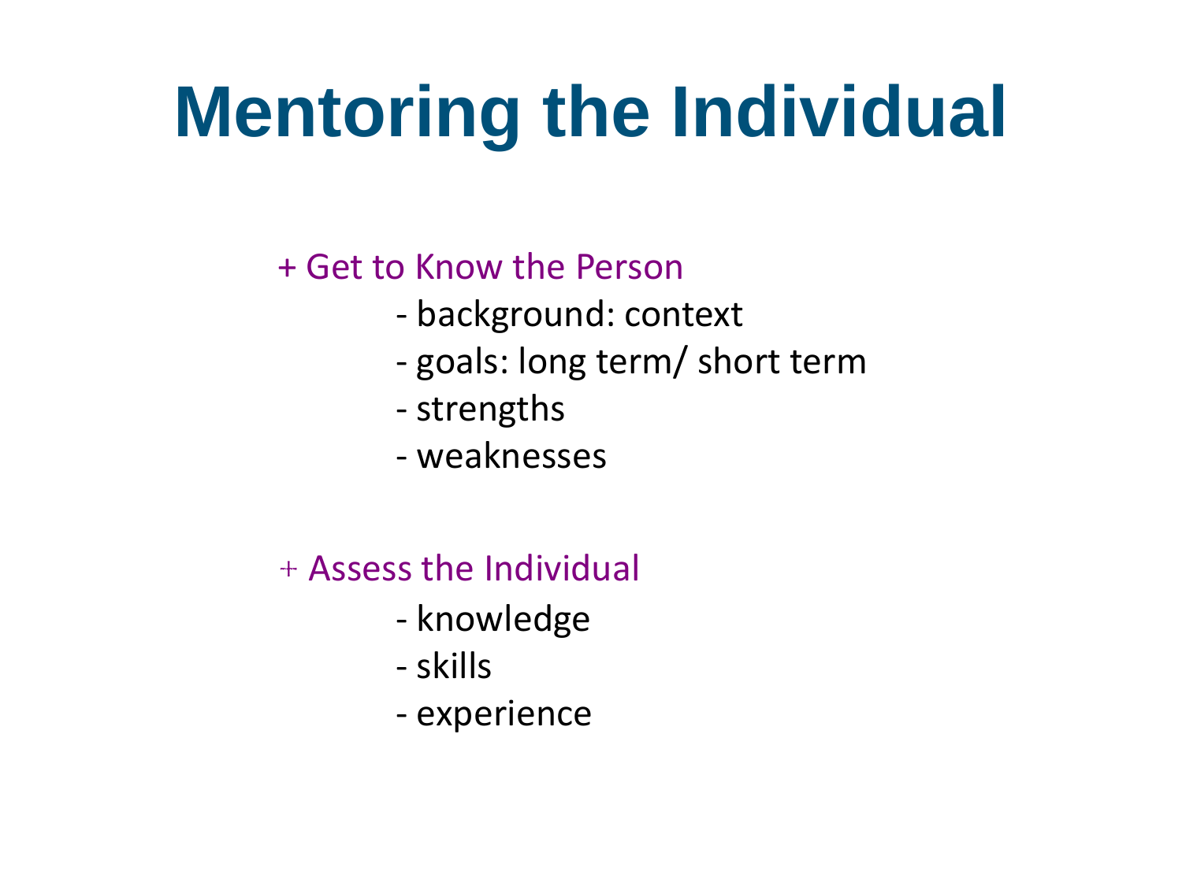# Mentoring the Individual

+ Get to Know the Person
    - background: context
    - goals: long term/ short term
    - strengths
    - weaknesses

+ Assess the Individual
    - knowledge
    - skills
    - experience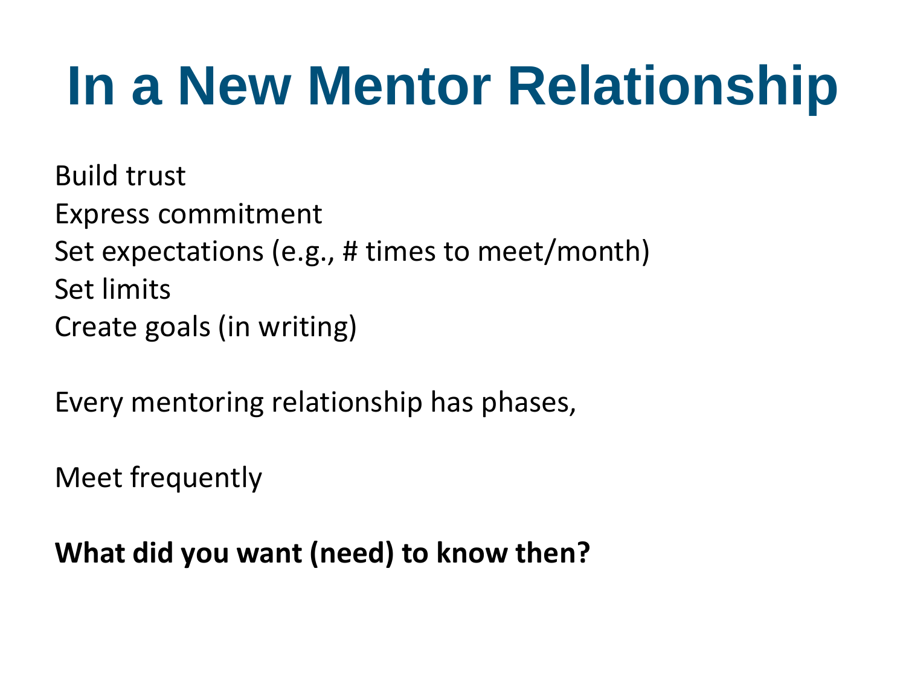# In a New Mentor Relationship

Build trust
Express commitment
Set expectations (e.g., # times to meet/month)
Set limits
Create goals (in writing)

Every mentoring relationship has phases,

Meet frequently

**What did you want (need) to know then?**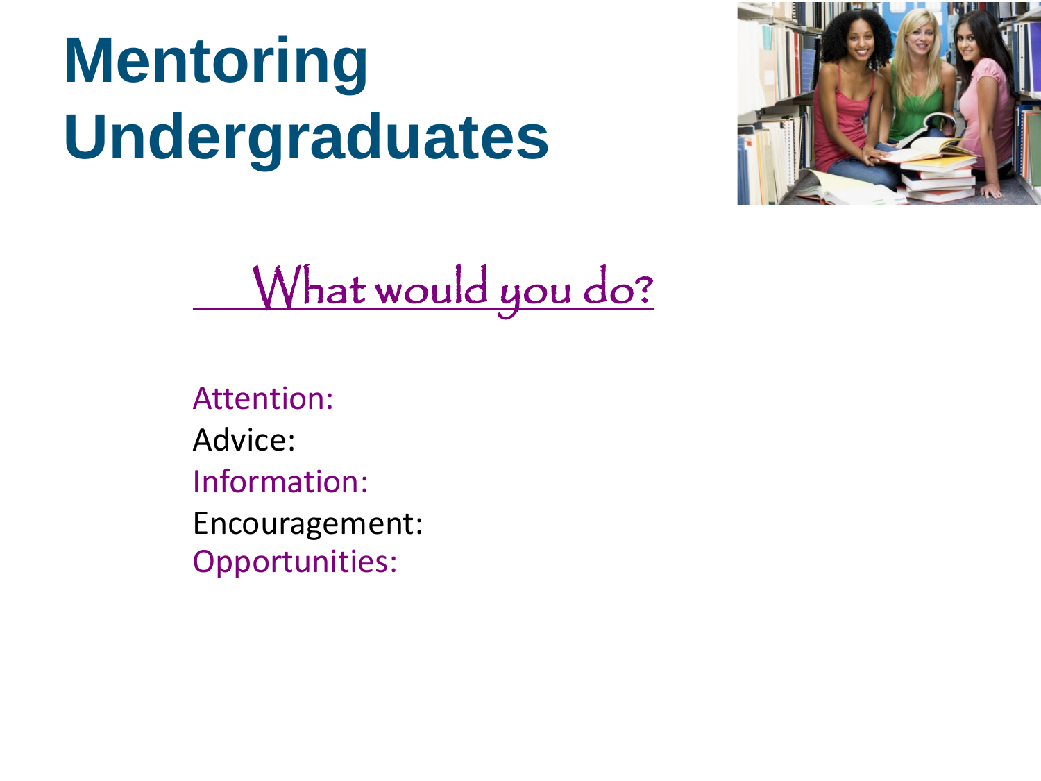# Mentoring Undergraduates

## What would you do?

Attention:
Advice:
Information:
Encouragement:
Opportunities: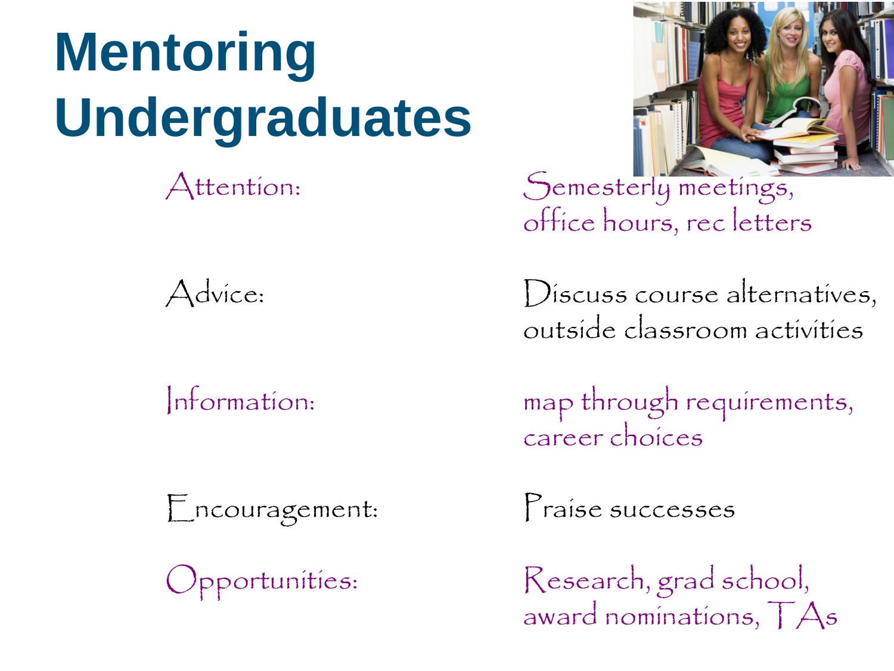# Mentoring Undergraduates

| | |
|---|---|
| Attention: | Semesterly meetings, office hours, rec letters |
| Advice: | Discuss course alternatives, outside classroom activities |
| Information: | map through requirements, career choices |
| Encouragement: | Praise successes |
| Opportunities: | Research, grad school, award nominations, TAs |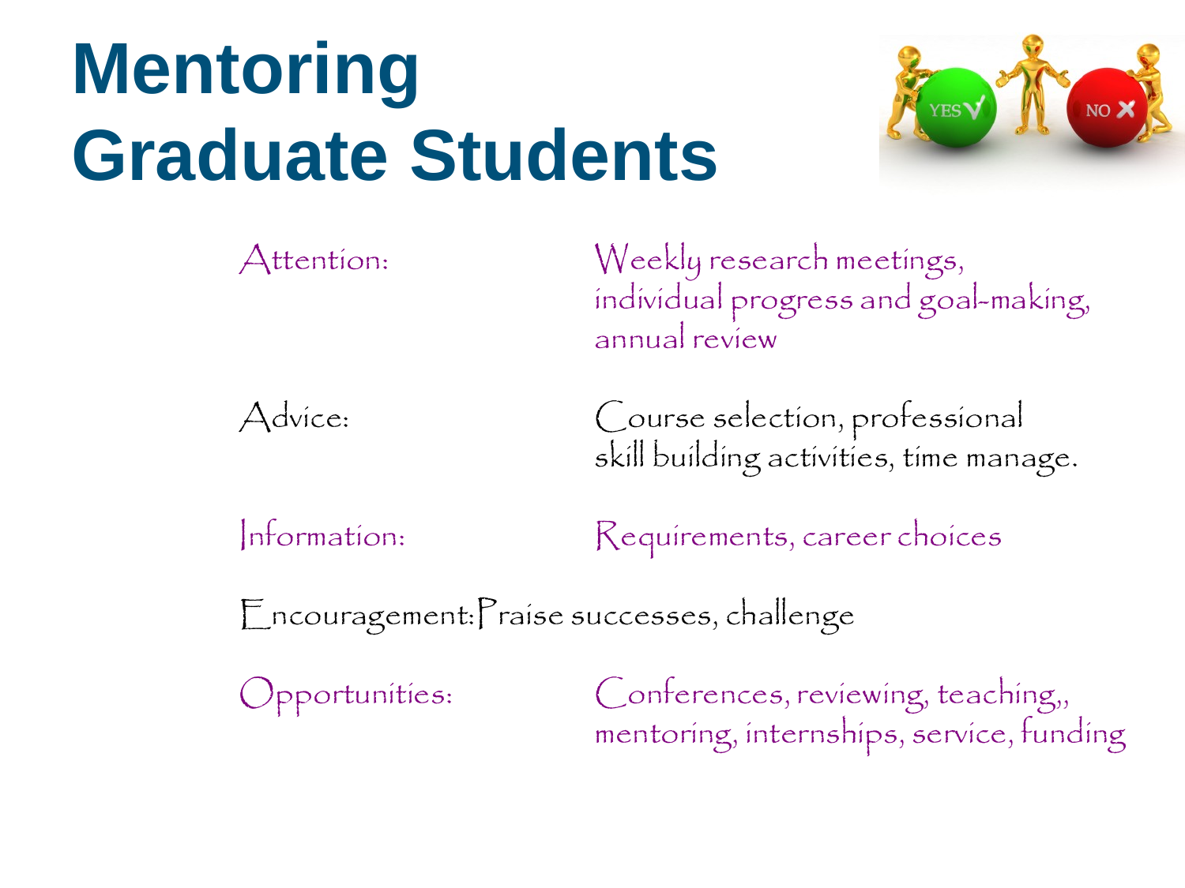# Mentoring Graduate Students

| | |
|---|---|
| Attention: | Weekly research meetings, individual progress and goal-making, annual review |
| Advice: | Course selection, professional skill building activities, time manage. |
| Information: | Requirements, career choices |
| Encouragement: | Praise successes, challenge |
| Opportunities: | Conferences, reviewing, teaching,, mentoring, internships, service, funding |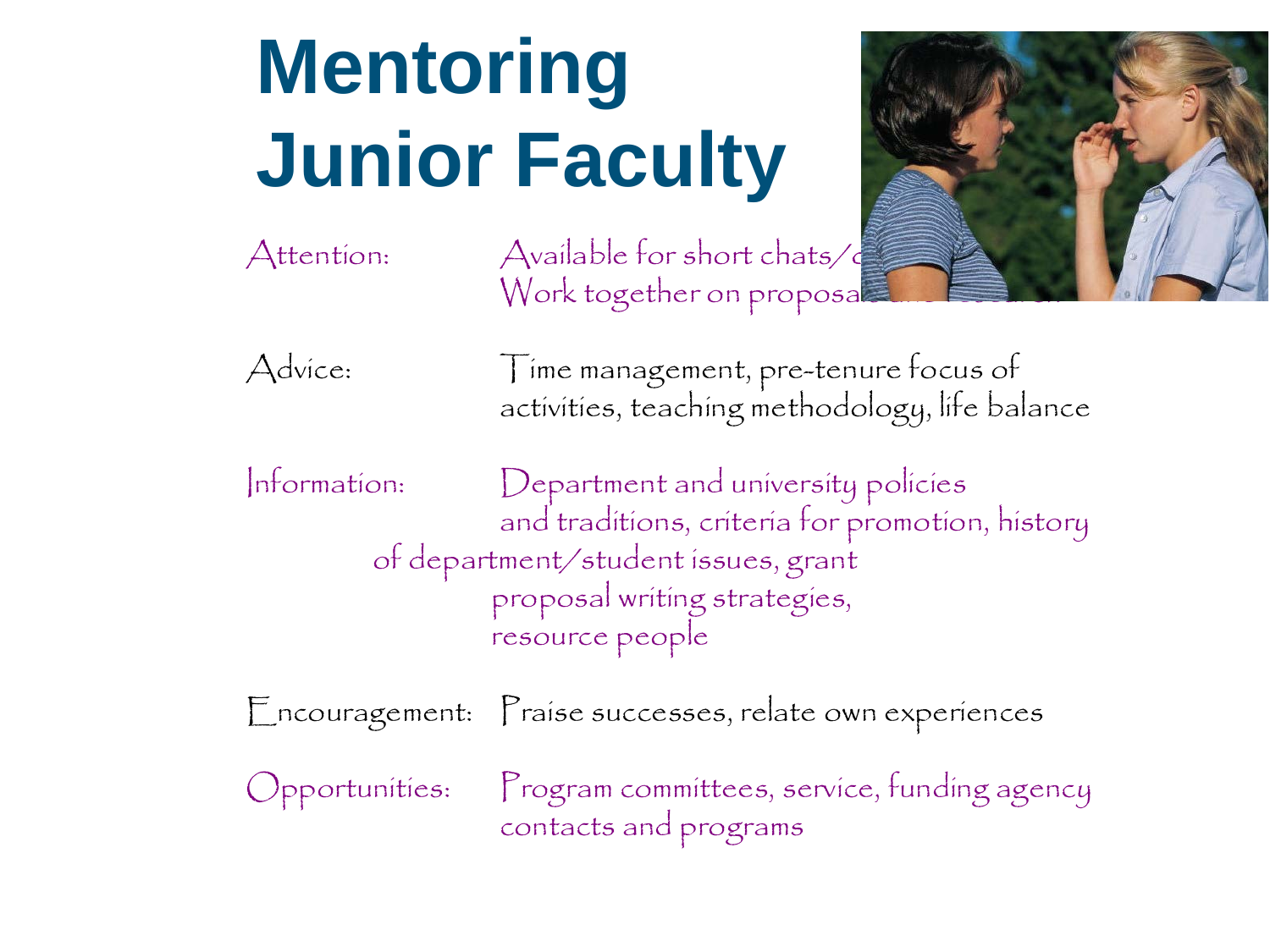# Mentoring Junior Faculty

- **Attention:** Available for short chats/c
  Work together on proposals and research
- **Advice:** Time management, pre-tenure focus of activities, teaching methodology, life balance
- **Information:** Department and university policies and traditions, criteria for promotion, history of department/student issues, grant proposal writing strategies, resource people
- **Encouragement:** Praise successes, relate own experiences
- **Opportunities:** Program committees, service, funding agency contacts and programs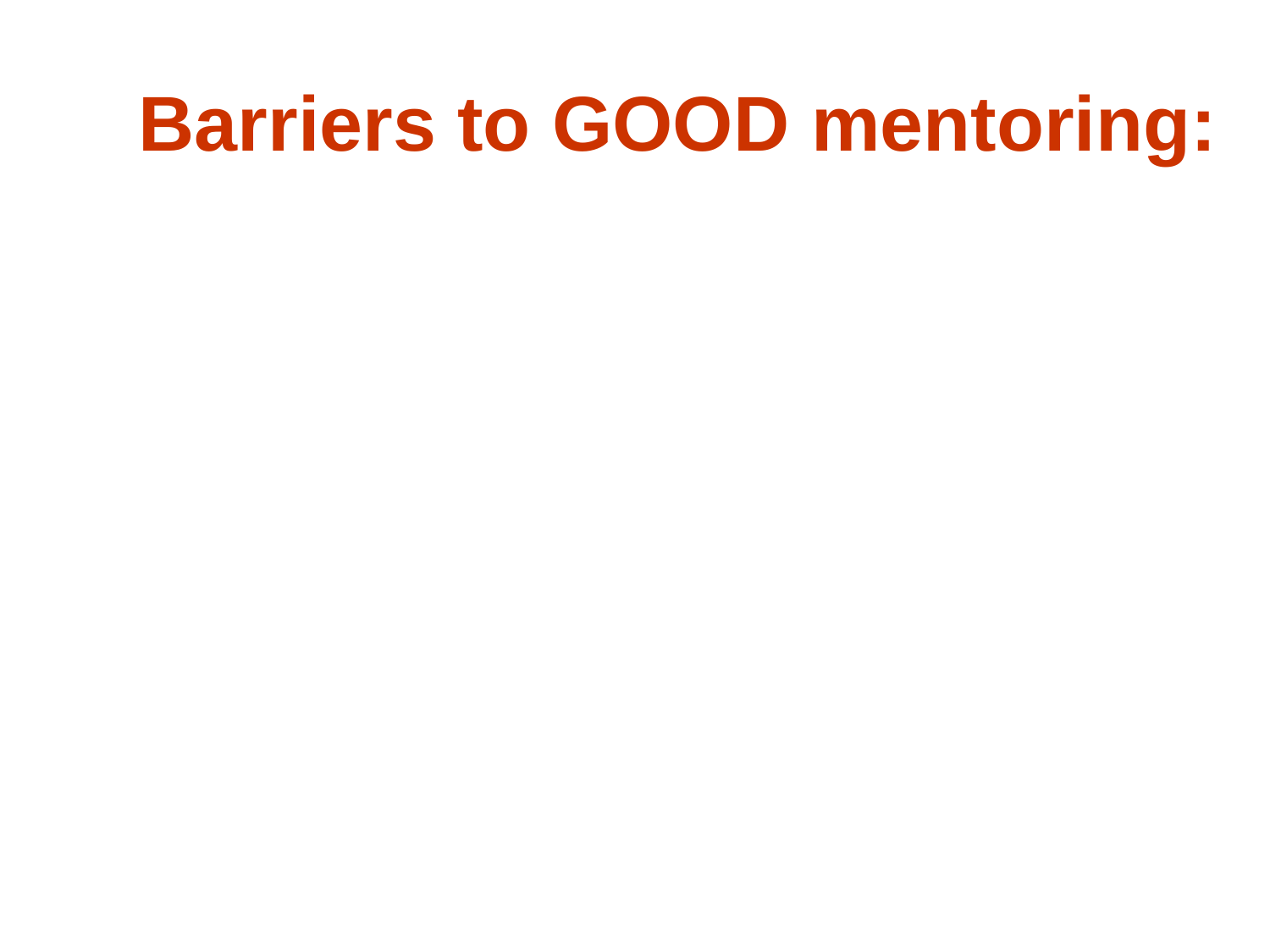# Barriers to GOOD mentoring: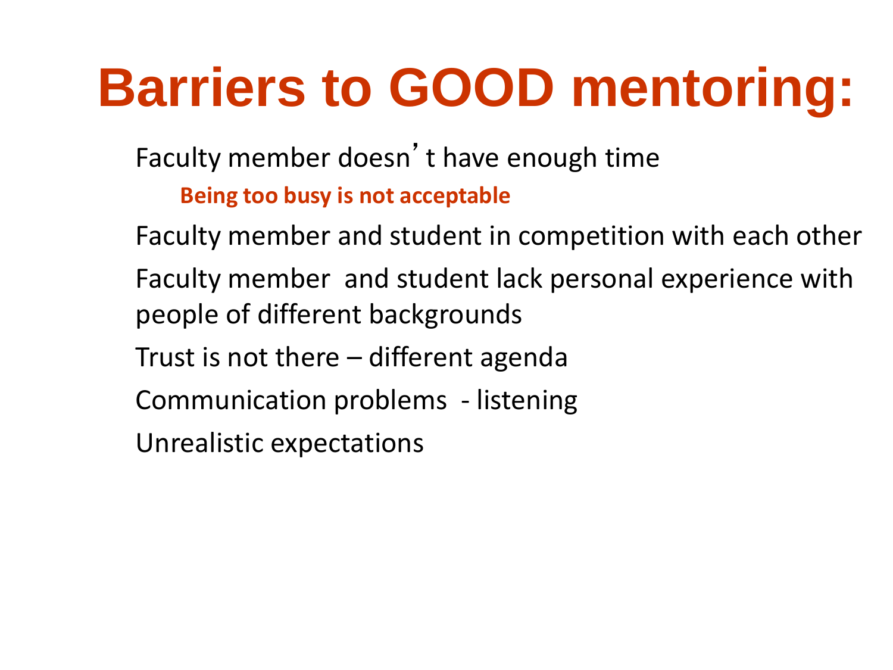# Barriers to GOOD mentoring:

Faculty member doesn't have enough time

**Being too busy is not acceptable**

Faculty member and student in competition with each other

Faculty member and student lack personal experience with people of different backgrounds

Trust is not there – different agenda

Communication problems - listening

Unrealistic expectations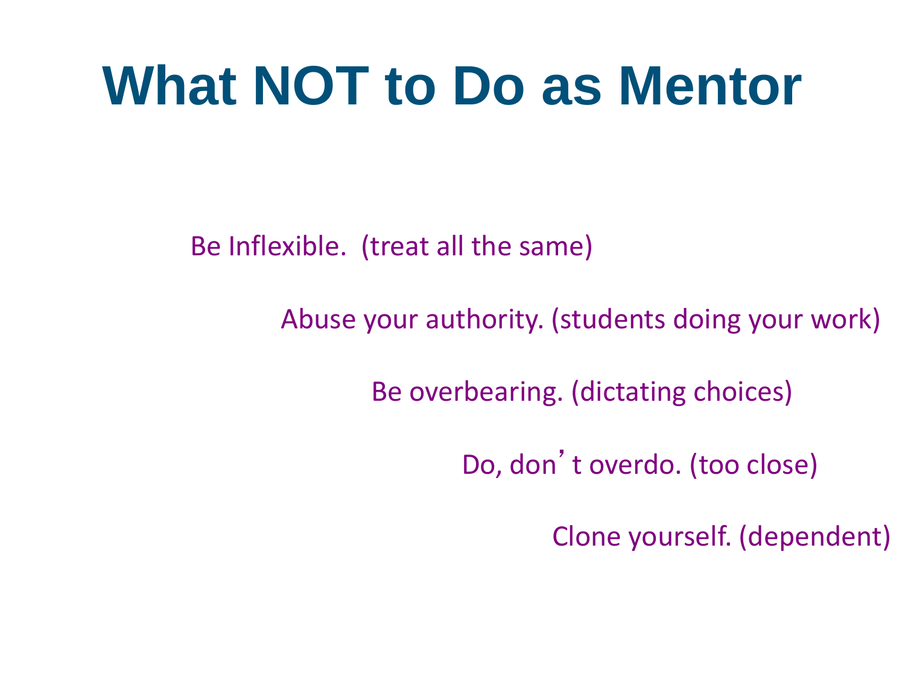# What NOT to Do as Mentor

Be Inflexible. (treat all the same)

Abuse your authority. (students doing your work)

Be overbearing. (dictating choices)

Do, don't overdo. (too close)

Clone yourself. (dependent)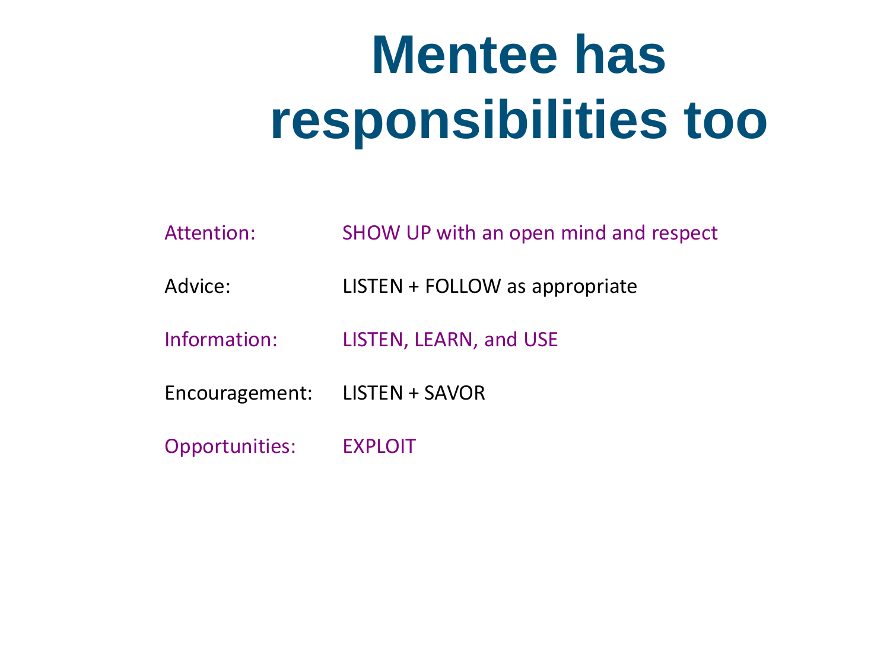# Mentee has responsibilities too

| | |
|---|---|
| Attention: | SHOW UP with an open mind and respect |
| Advice: | LISTEN + FOLLOW as appropriate |
| Information: | LISTEN, LEARN, and USE |
| Encouragement: | LISTEN + SAVOR |
| Opportunities: | EXPLOIT |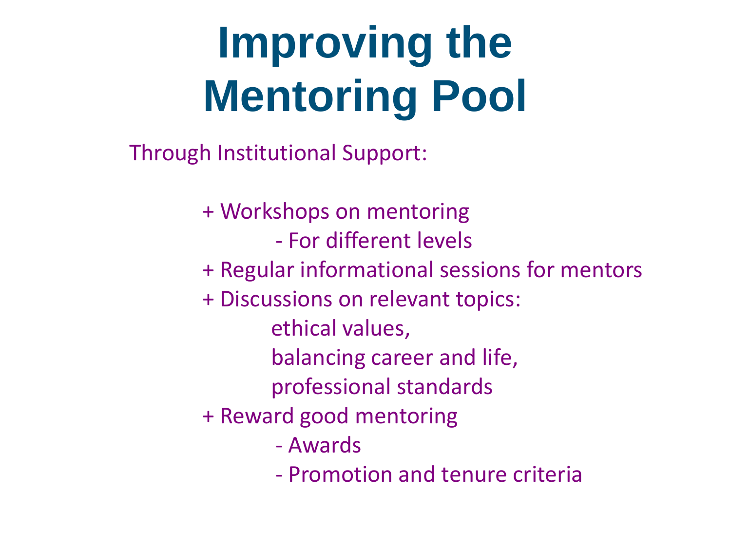# Improving the Mentoring Pool

Through Institutional Support:

+ Workshops on mentoring
    - For different levels
+ Regular informational sessions for mentors
+ Discussions on relevant topics:
    ethical values,
    balancing career and life,
    professional standards
+ Reward good mentoring
    - Awards
    - Promotion and tenure criteria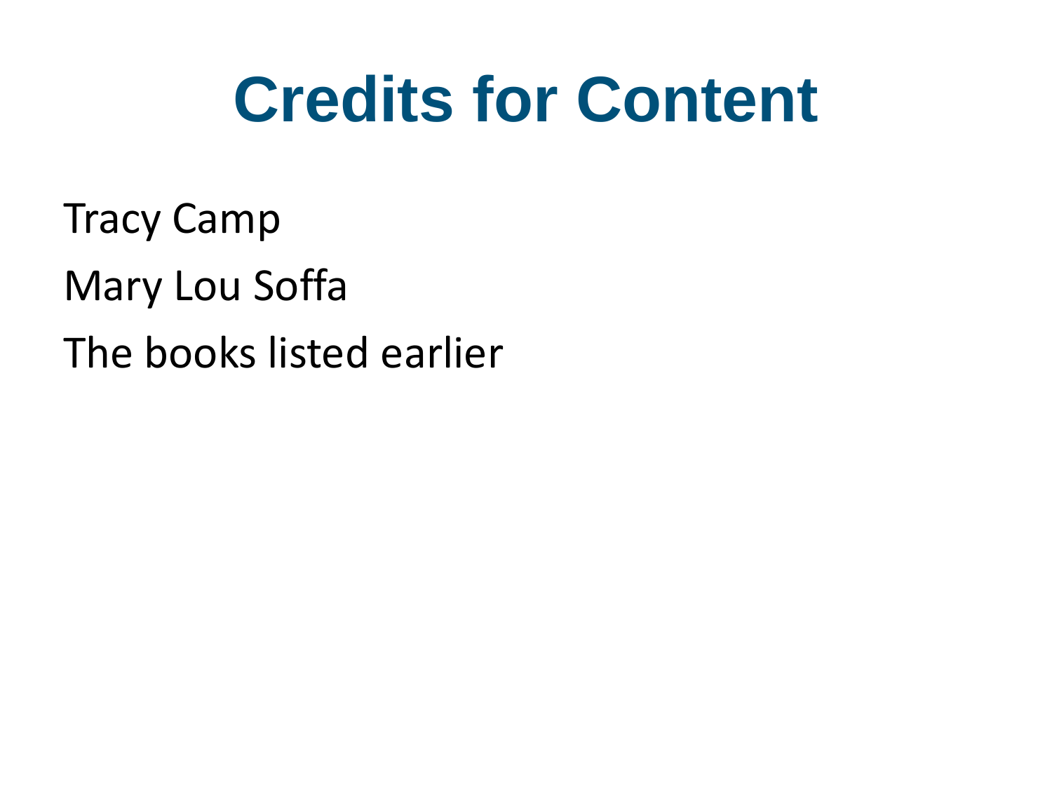# Credits for Content

Tracy Camp

Mary Lou Soffa

The books listed earlier